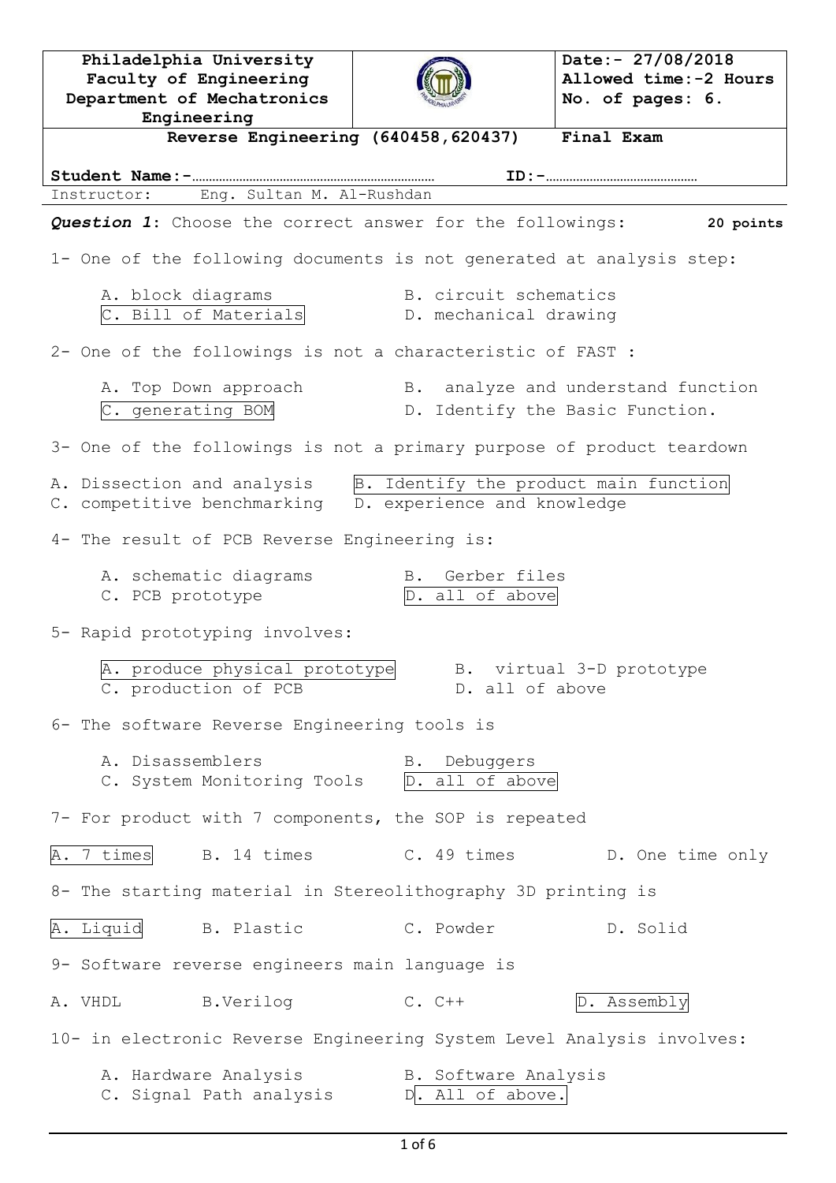| Philadelphia University<br>Faculty of Engineering<br>Department of Mechatronics Engineering | | Date:- 27/08/2018<br>Allowed time:-2 Hours<br>No. of pages: 6. |
|---|---|---|
| Reverse Engineering (640458,620437) | | Final Exam |

**Student Name:-**……………………………………………………… **ID:-**……………………………………

Instructor: Eng. Sultan M. Al-Rushdan

***Question 1***: Choose the correct answer for the followings: **20 points**

1- One of the following documents is not generated at analysis step:

A. block diagrams B. circuit schematics
C. Bill of Materials D. mechanical drawing

2- One of the followings is not a characteristic of FAST :

A. Top Down approach B. analyze and understand function
C. generating BOM D. Identify the Basic Function.

3- One of the followings is not a primary purpose of product teardown

A. Dissection and analysis B. Identify the product main function
C. competitive benchmarking D. experience and knowledge

4- The result of PCB Reverse Engineering is:

A. schematic diagrams B. Gerber files
C. PCB prototype D. all of above

5- Rapid prototyping involves:

A. produce physical prototype B. virtual 3-D prototype
C. production of PCB D. all of above

6- The software Reverse Engineering tools is

A. Disassemblers B. Debuggers
C. System Monitoring Tools D. all of above

7- For product with 7 components, the SOP is repeated

A. 7 times B. 14 times C. 49 times D. One time only

8- The starting material in Stereolithography 3D printing is

A. Liquid B. Plastic C. Powder D. Solid

9- Software reverse engineers main language is

A. VHDL B.Verilog C. C++ D. Assembly

10- in electronic Reverse Engineering System Level Analysis involves:

A. Hardware Analysis B. Software Analysis
C. Signal Path analysis D. All of above.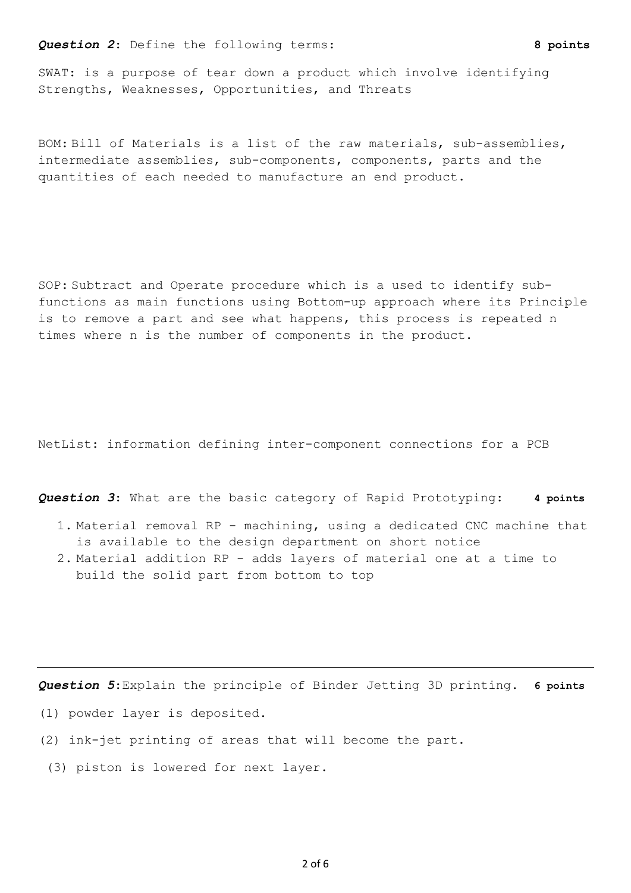***Question 2***: Define the following terms: **8 points**

SWAT: is a purpose of tear down a product which involve identifying Strengths, Weaknesses, Opportunities, and Threats

BOM: Bill of Materials is a list of the raw materials, sub-assemblies, intermediate assemblies, sub-components, components, parts and the quantities of each needed to manufacture an end product.

SOP: Subtract and Operate procedure which is a used to identify sub-functions as main functions using Bottom-up approach where its Principle is to remove a part and see what happens, this process is repeated n times where n is the number of components in the product.

NetList: information defining inter-component connections for a PCB

***Question 3***: What are the basic category of Rapid Prototyping: **4 points**

1. Material removal RP - machining, using a dedicated CNC machine that is available to the design department on short notice
2. Material addition RP - adds layers of material one at a time to build the solid part from bottom to top

---

***Question 5***: Explain the principle of Binder Jetting 3D printing. **6 points**

(1) powder layer is deposited.

(2) ink-jet printing of areas that will become the part.

(3) piston is lowered for next layer.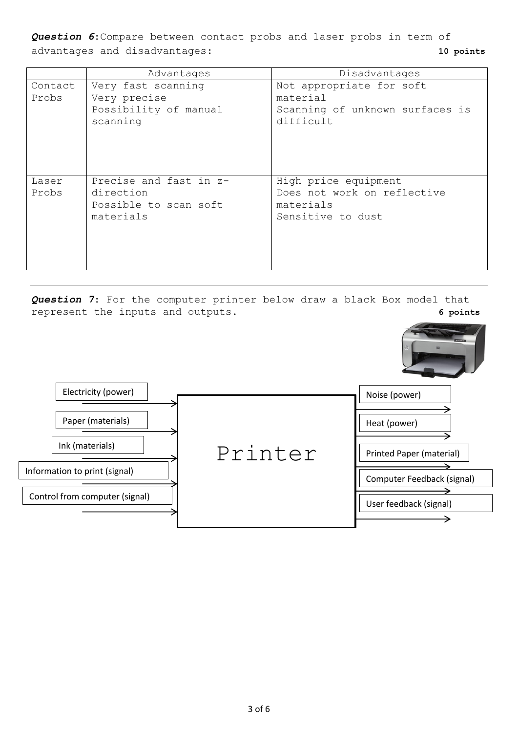***Question 6***: Compare between contact probs and laser probs in term of advantages and disadvantages: **10 points**

| | Advantages | Disadvantages |
|---|---|---|
| Contact Probs | Very fast scanning<br>Very precise<br>Possibility of manual scanning | Not appropriate for soft material<br>Scanning of unknown surfaces is difficult |
| Laser Probs | Precise and fast in z-direction<br>Possible to scan soft materials | High price equipment<br>Does not work on reflective materials<br>Sensitive to dust |

---

***Question* 7**: For the computer printer below draw a black Box model that represent the inputs and outputs. **6 points**

Inputs:
- Electricity (power)
- Paper (materials)
- Ink (materials)
- Information to print (signal)
- Control from computer (signal)

Printer

Outputs:
- Noise (power)
- Heat (power)
- Printed Paper (material)
- Computer Feedback (signal)
- User feedback (signal)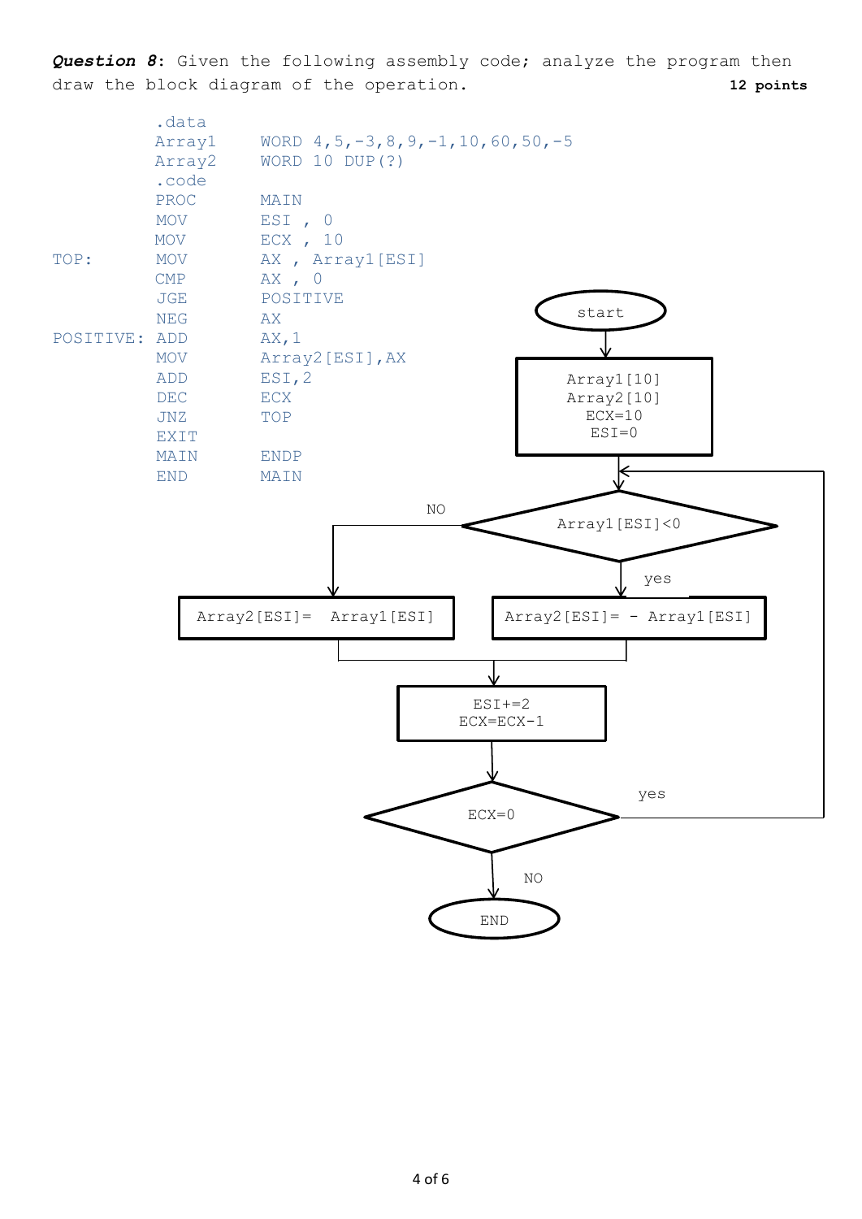***Question 8***: Given the following assembly code; analyze the program then draw the block diagram of the operation. **12 points**

```
          .data
          Array1    WORD 4,5,-3,8,9,-1,10,60,50,-5
          Array2    WORD 10 DUP(?)
          .code
          PROC      MAIN
          MOV       ESI , 0
          MOV       ECX , 10
TOP:      MOV       AX , Array1[ESI]
          CMP       AX , 0
          JGE       POSITIVE
          NEG       AX
POSITIVE: ADD       AX,1
          MOV       Array2[ESI],AX
          ADD       ESI,2
          DEC       ECX
          JNZ       TOP
          EXIT
          MAIN      ENDP
          END       MAIN
```

```
start
  |
  v
[ Array1[10]
  Array2[10]
  ECX=10
  ESI=0 ]
  |
  v
< Array1[ESI]<0 > --NO--> [ Array2[ESI]= Array1[ESI] ]
  | yes
  v
[ Array2[ESI]= - Array1[ESI] ]
  |
  v
[ ESI+=2
  ECX=ECX-1 ]
  |
  v
< ECX=0 > --yes--> (back to Array1[ESI]<0)
  | NO
  v
END
```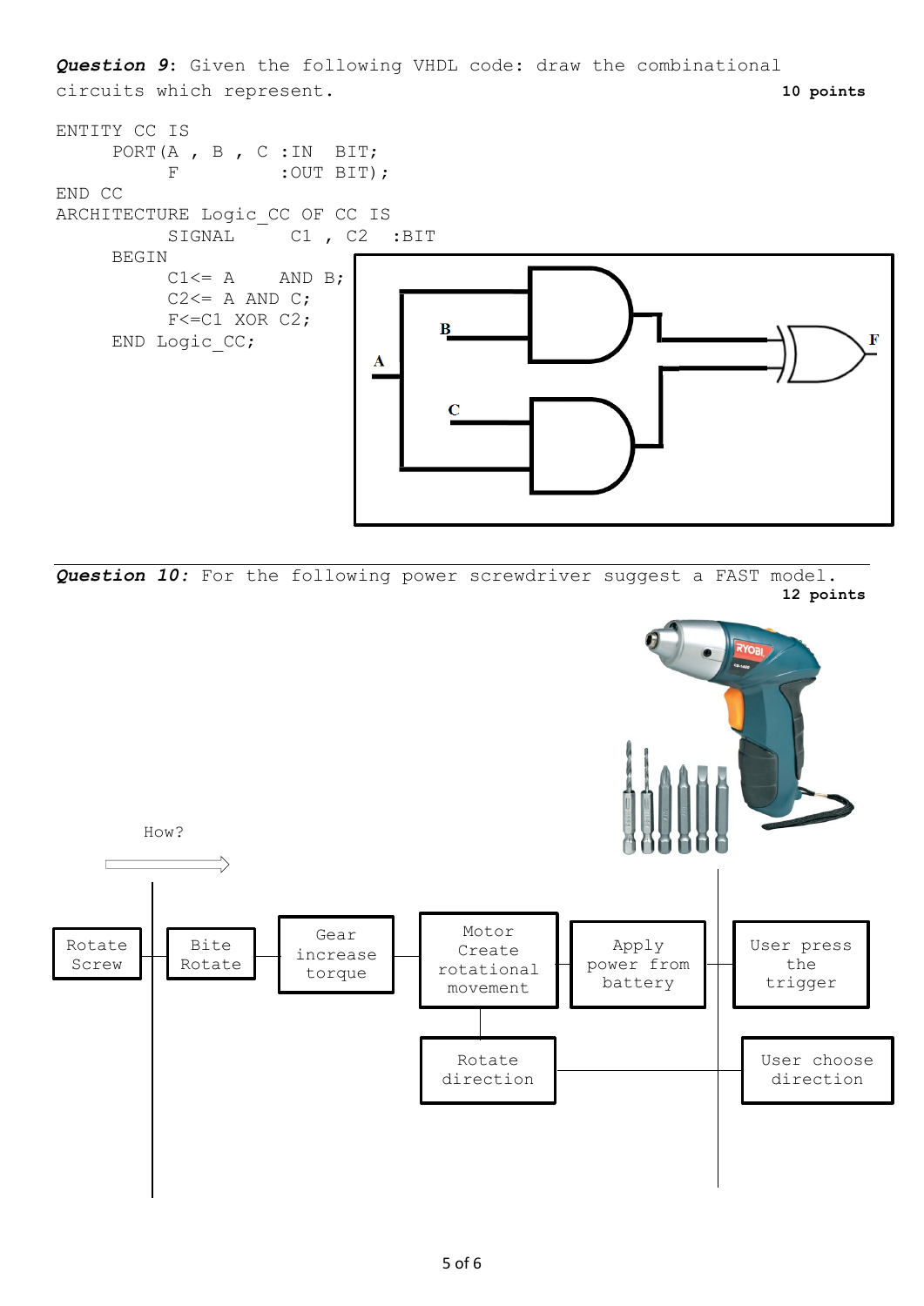***Question 9***: Given the following VHDL code: draw the combinational circuits which represent. **10 points**

```
ENTITY CC IS
     PORT(A , B , C :IN  BIT;
          F         :OUT BIT);
END CC
ARCHITECTURE Logic_CC OF CC IS
          SIGNAL     C1 , C2  :BIT
     BEGIN
          C1<= A    AND B;
          C2<= A AND C;
          F<=C1 XOR C2;
     END Logic_CC;
```

---

***Question 10:*** For the following power screwdriver suggest a FAST model. **12 points**

How?

Rotate Screw — Bite Rotate — Gear increase torque — Motor Create rotational movement — Apply power from battery — User press the trigger

Rotate direction — User choose direction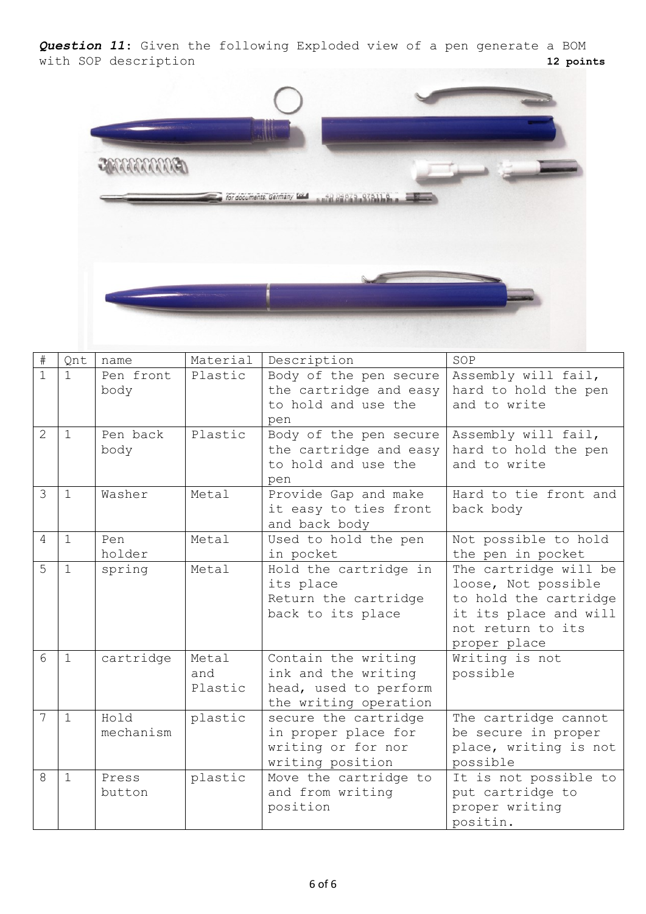***Question 11***: Given the following Exploded view of a pen generate a BOM with SOP description **12 points**

| # | Qnt | name | Material | Description | SOP |
|---|---|---|---|---|---|
| 1 | 1 | Pen front body | Plastic | Body of the pen secure the cartridge and easy to hold and use the pen | Assembly will fail, hard to hold the pen and to write |
| 2 | 1 | Pen back body | Plastic | Body of the pen secure the cartridge and easy to hold and use the pen | Assembly will fail, hard to hold the pen and to write |
| 3 | 1 | Washer | Metal | Provide Gap and make it easy to ties front and back body | Hard to tie front and back body |
| 4 | 1 | Pen holder | Metal | Used to hold the pen in pocket | Not possible to hold the pen in pocket |
| 5 | 1 | spring | Metal | Hold the cartridge in its place<br>Return the cartridge back to its place | The cartridge will be loose, Not possible to hold the cartridge it its place and will not return to its proper place |
| 6 | 1 | cartridge | Metal and Plastic | Contain the writing ink and the writing head, used to perform the writing operation | Writing is not possible |
| 7 | 1 | Hold mechanism | plastic | secure the cartridge in proper place for writing or for nor writing position | The cartridge cannot be secure in proper place, writing is not possible |
| 8 | 1 | Press button | plastic | Move the cartridge to and from writing position | It is not possible to put cartridge to proper writing positin. |